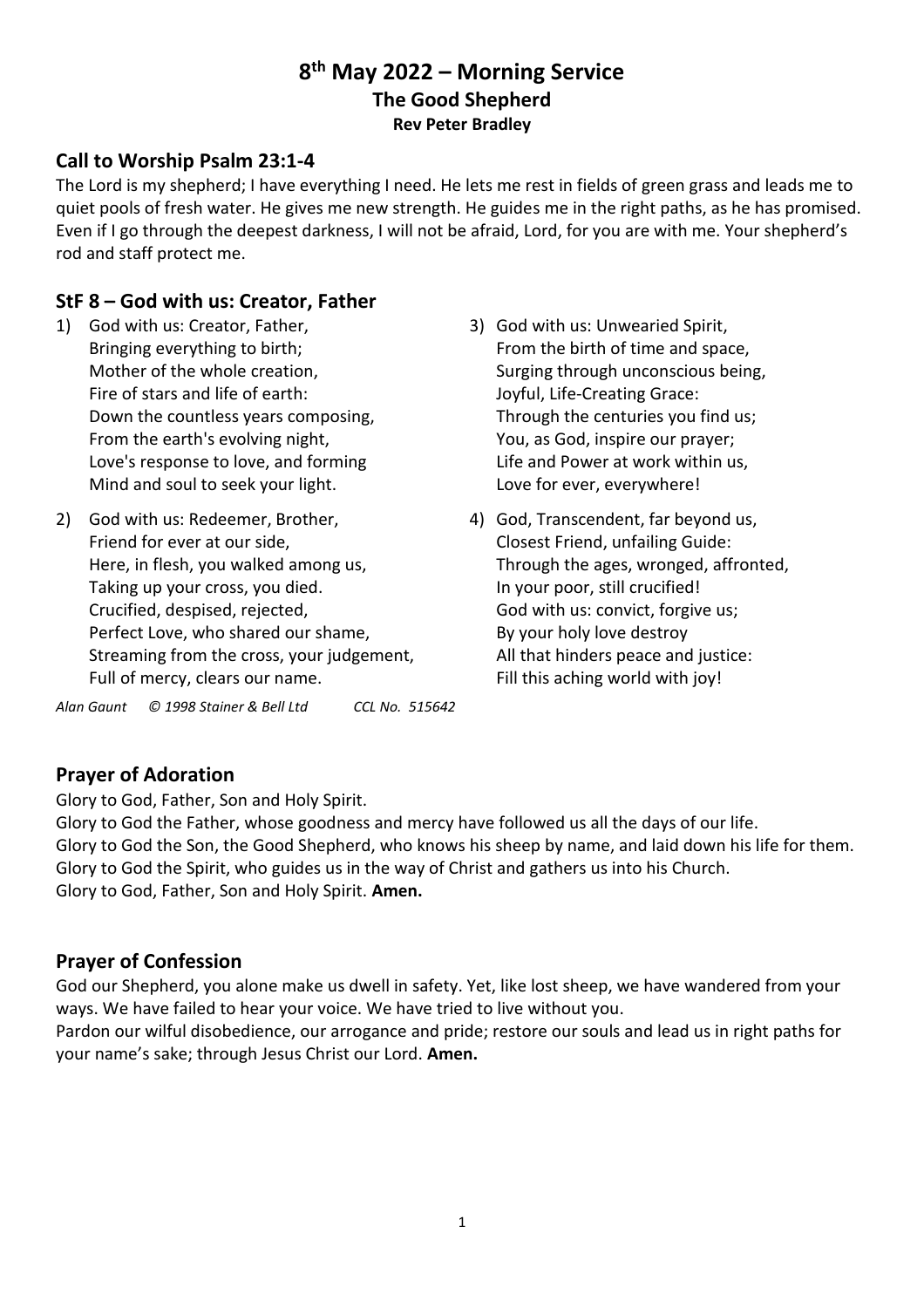# 8th May 2022 – Morning Service
## The Good Shepherd
### Rev Peter Bradley

## Call to Worship Psalm 23:1-4

The Lord is my shepherd; I have everything I need. He lets me rest in fields of green grass and leads me to quiet pools of fresh water. He gives me new strength. He guides me in the right paths, as he has promised. Even if I go through the deepest darkness, I will not be afraid, Lord, for you are with me. Your shepherd's rod and staff protect me.

## StF 8 – God with us: Creator, Father

1) God with us: Creator, Father,
   Bringing everything to birth;
   Mother of the whole creation,
   Fire of stars and life of earth:
   Down the countless years composing,
   From the earth's evolving night,
   Love's response to love, and forming
   Mind and soul to seek your light.

2) God with us: Redeemer, Brother,
   Friend for ever at our side,
   Here, in flesh, you walked among us,
   Taking up your cross, you died.
   Crucified, despised, rejected,
   Perfect Love, who shared our shame,
   Streaming from the cross, your judgement,
   Full of mercy, clears our name.

3) God with us: Unwearied Spirit,
   From the birth of time and space,
   Surging through unconscious being,
   Joyful, Life-Creating Grace:
   Through the centuries you find us;
   You, as God, inspire our prayer;
   Life and Power at work within us,
   Love for ever, everywhere!

4) God, Transcendent, far beyond us,
   Closest Friend, unfailing Guide:
   Through the ages, wronged, affronted,
   In your poor, still crucified!
   God with us: convict, forgive us;
   By your holy love destroy
   All that hinders peace and justice:
   Fill this aching world with joy!

*Alan Gaunt © 1998 Stainer & Bell Ltd CCL No. 515642*

## Prayer of Adoration

Glory to God, Father, Son and Holy Spirit.
Glory to God the Father, whose goodness and mercy have followed us all the days of our life.
Glory to God the Son, the Good Shepherd, who knows his sheep by name, and laid down his life for them.
Glory to God the Spirit, who guides us in the way of Christ and gathers us into his Church.
Glory to God, Father, Son and Holy Spirit. **Amen.**

## Prayer of Confession

God our Shepherd, you alone make us dwell in safety. Yet, like lost sheep, we have wandered from your ways. We have failed to hear your voice. We have tried to live without you.
Pardon our wilful disobedience, our arrogance and pride; restore our souls and lead us in right paths for your name's sake; through Jesus Christ our Lord. **Amen.**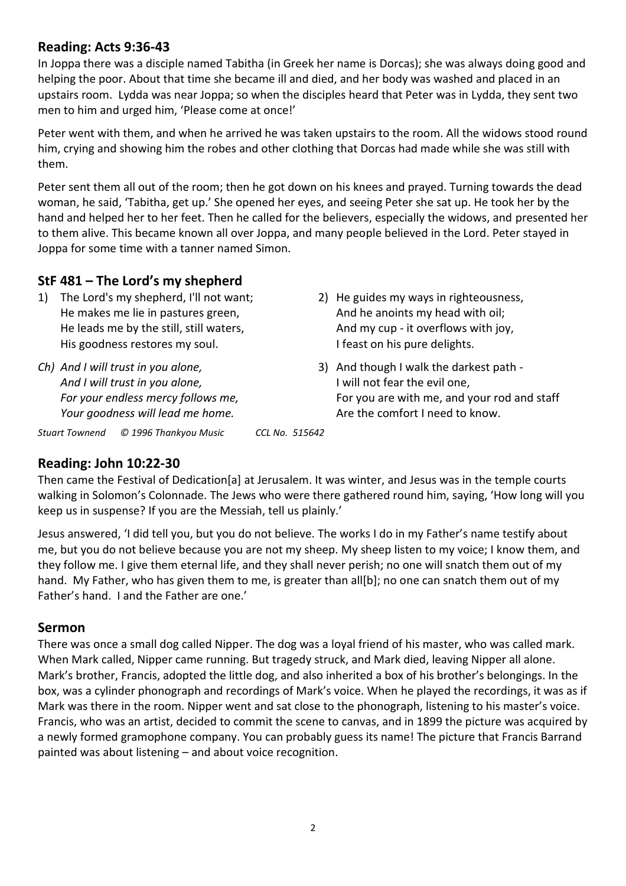## Reading: Acts 9:36-43

In Joppa there was a disciple named Tabitha (in Greek her name is Dorcas); she was always doing good and helping the poor. About that time she became ill and died, and her body was washed and placed in an upstairs room. Lydda was near Joppa; so when the disciples heard that Peter was in Lydda, they sent two men to him and urged him, 'Please come at once!'

Peter went with them, and when he arrived he was taken upstairs to the room. All the widows stood round him, crying and showing him the robes and other clothing that Dorcas had made while she was still with them.

Peter sent them all out of the room; then he got down on his knees and prayed. Turning towards the dead woman, he said, 'Tabitha, get up.' She opened her eyes, and seeing Peter she sat up. He took her by the hand and helped her to her feet. Then he called for the believers, especially the widows, and presented her to them alive. This became known all over Joppa, and many people believed in the Lord. Peter stayed in Joppa for some time with a tanner named Simon.

## StF 481 – The Lord's my shepherd

1) The Lord's my shepherd, I'll not want;
He makes me lie in pastures green,
He leads me by the still, still waters,
His goodness restores my soul.

*Ch) And I will trust in you alone,*
*And I will trust in you alone,*
*For your endless mercy follows me,*
*Your goodness will lead me home.*

2) He guides my ways in righteousness,
And he anoints my head with oil;
And my cup - it overflows with joy,
I feast on his pure delights.

3) And though I walk the darkest path -
I will not fear the evil one,
For you are with me, and your rod and staff
Are the comfort I need to know.

*Stuart Townend © 1996 Thankyou Music CCL No. 515642*

## Reading: John 10:22-30

Then came the Festival of Dedication[a] at Jerusalem. It was winter, and Jesus was in the temple courts walking in Solomon's Colonnade. The Jews who were there gathered round him, saying, 'How long will you keep us in suspense? If you are the Messiah, tell us plainly.'

Jesus answered, 'I did tell you, but you do not believe. The works I do in my Father's name testify about me, but you do not believe because you are not my sheep. My sheep listen to my voice; I know them, and they follow me. I give them eternal life, and they shall never perish; no one will snatch them out of my hand. My Father, who has given them to me, is greater than all[b]; no one can snatch them out of my Father's hand. I and the Father are one.'

## Sermon

There was once a small dog called Nipper. The dog was a loyal friend of his master, who was called mark. When Mark called, Nipper came running. But tragedy struck, and Mark died, leaving Nipper all alone. Mark's brother, Francis, adopted the little dog, and also inherited a box of his brother's belongings. In the box, was a cylinder phonograph and recordings of Mark's voice. When he played the recordings, it was as if Mark was there in the room. Nipper went and sat close to the phonograph, listening to his master's voice. Francis, who was an artist, decided to commit the scene to canvas, and in 1899 the picture was acquired by a newly formed gramophone company. You can probably guess its name! The picture that Francis Barrand painted was about listening – and about voice recognition.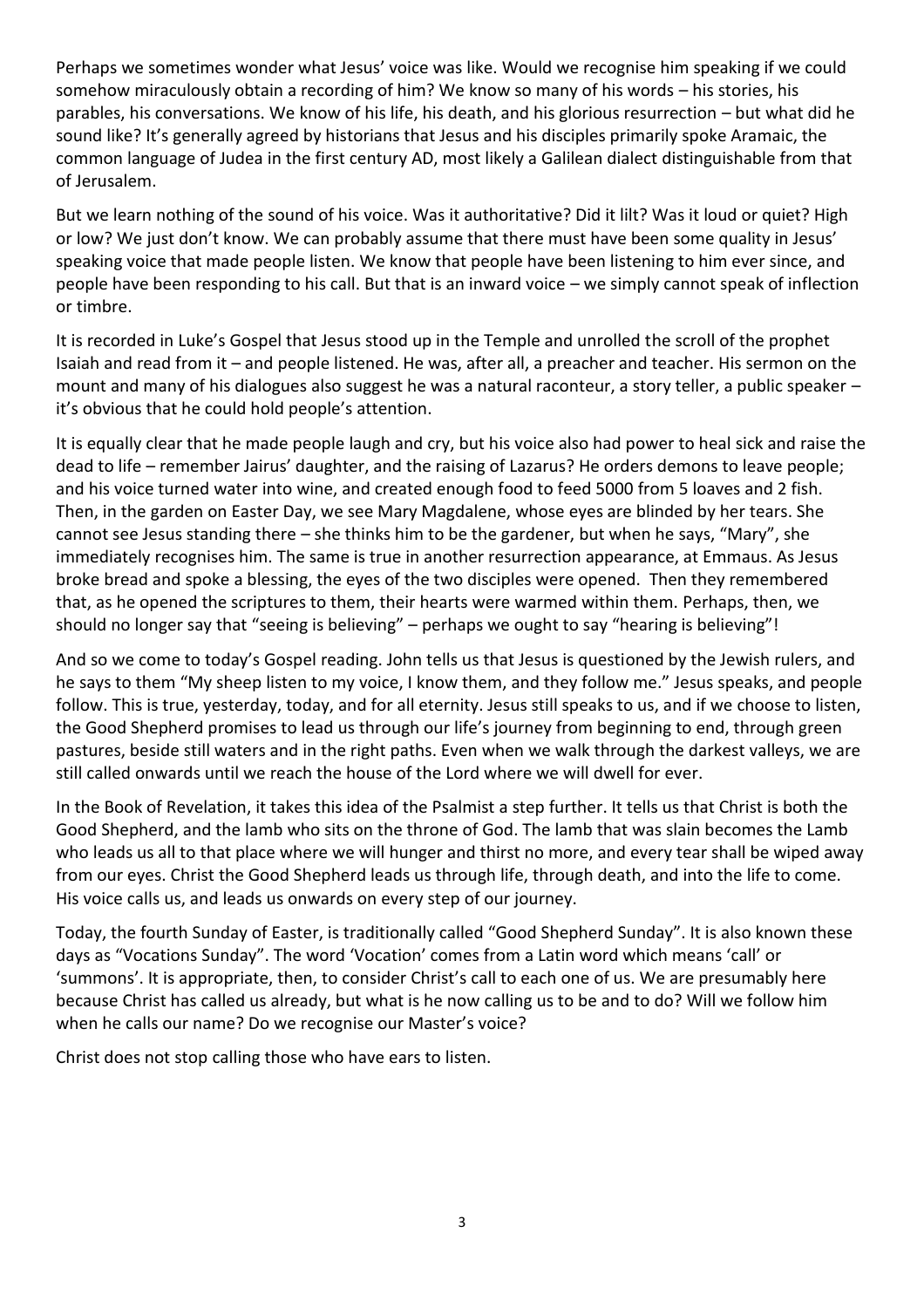Perhaps we sometimes wonder what Jesus' voice was like. Would we recognise him speaking if we could somehow miraculously obtain a recording of him? We know so many of his words – his stories, his parables, his conversations. We know of his life, his death, and his glorious resurrection – but what did he sound like? It's generally agreed by historians that Jesus and his disciples primarily spoke Aramaic, the common language of Judea in the first century AD, most likely a Galilean dialect distinguishable from that of Jerusalem.

But we learn nothing of the sound of his voice. Was it authoritative? Did it lilt? Was it loud or quiet? High or low? We just don't know. We can probably assume that there must have been some quality in Jesus' speaking voice that made people listen. We know that people have been listening to him ever since, and people have been responding to his call. But that is an inward voice – we simply cannot speak of inflection or timbre.

It is recorded in Luke's Gospel that Jesus stood up in the Temple and unrolled the scroll of the prophet Isaiah and read from it – and people listened. He was, after all, a preacher and teacher. His sermon on the mount and many of his dialogues also suggest he was a natural raconteur, a story teller, a public speaker – it's obvious that he could hold people's attention.

It is equally clear that he made people laugh and cry, but his voice also had power to heal sick and raise the dead to life – remember Jairus' daughter, and the raising of Lazarus? He orders demons to leave people; and his voice turned water into wine, and created enough food to feed 5000 from 5 loaves and 2 fish. Then, in the garden on Easter Day, we see Mary Magdalene, whose eyes are blinded by her tears. She cannot see Jesus standing there – she thinks him to be the gardener, but when he says, "Mary", she immediately recognises him. The same is true in another resurrection appearance, at Emmaus. As Jesus broke bread and spoke a blessing, the eyes of the two disciples were opened. Then they remembered that, as he opened the scriptures to them, their hearts were warmed within them. Perhaps, then, we should no longer say that "seeing is believing" – perhaps we ought to say "hearing is believing"!

And so we come to today's Gospel reading. John tells us that Jesus is questioned by the Jewish rulers, and he says to them "My sheep listen to my voice, I know them, and they follow me." Jesus speaks, and people follow. This is true, yesterday, today, and for all eternity. Jesus still speaks to us, and if we choose to listen, the Good Shepherd promises to lead us through our life's journey from beginning to end, through green pastures, beside still waters and in the right paths. Even when we walk through the darkest valleys, we are still called onwards until we reach the house of the Lord where we will dwell for ever.

In the Book of Revelation, it takes this idea of the Psalmist a step further. It tells us that Christ is both the Good Shepherd, and the lamb who sits on the throne of God. The lamb that was slain becomes the Lamb who leads us all to that place where we will hunger and thirst no more, and every tear shall be wiped away from our eyes. Christ the Good Shepherd leads us through life, through death, and into the life to come. His voice calls us, and leads us onwards on every step of our journey.

Today, the fourth Sunday of Easter, is traditionally called "Good Shepherd Sunday". It is also known these days as "Vocations Sunday". The word 'Vocation' comes from a Latin word which means 'call' or 'summons'. It is appropriate, then, to consider Christ's call to each one of us. We are presumably here because Christ has called us already, but what is he now calling us to be and to do? Will we follow him when he calls our name? Do we recognise our Master's voice?

Christ does not stop calling those who have ears to listen.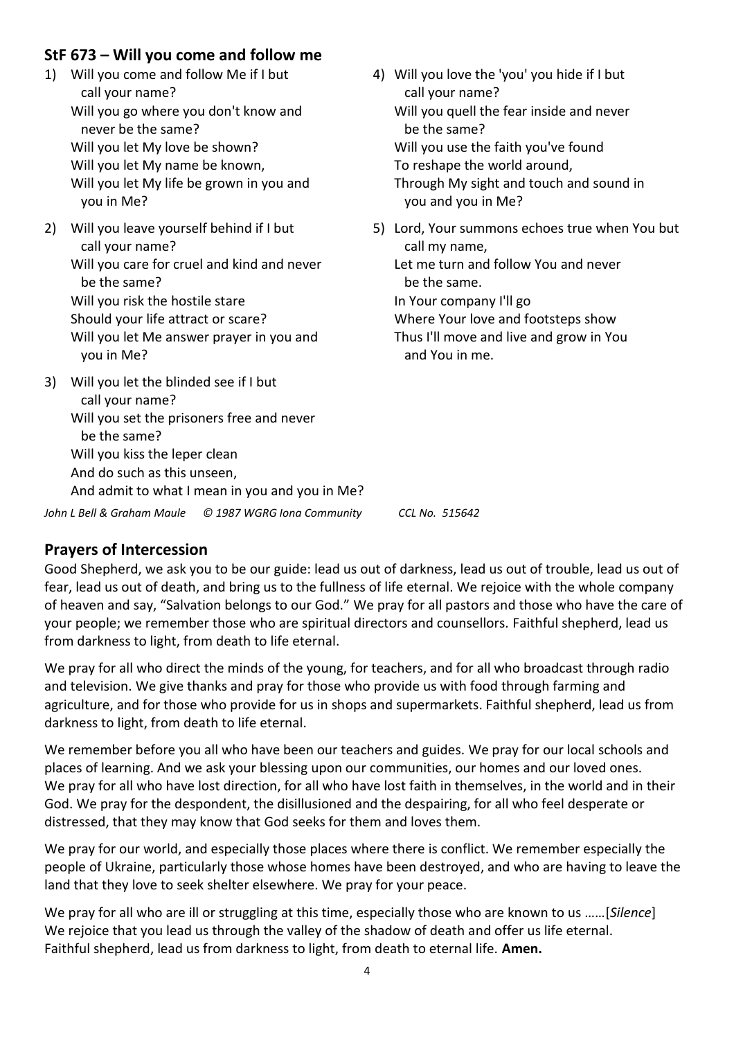## StF 673 – Will you come and follow me

1) Will you come and follow Me if I but call your name?
   Will you go where you don't know and never be the same?
   Will you let My love be shown?
   Will you let My name be known,
   Will you let My life be grown in you and you in Me?

2) Will you leave yourself behind if I but call your name?
   Will you care for cruel and kind and never be the same?
   Will you risk the hostile stare
   Should your life attract or scare?
   Will you let Me answer prayer in you and you in Me?

3) Will you let the blinded see if I but call your name?
   Will you set the prisoners free and never be the same?
   Will you kiss the leper clean
   And do such as this unseen,
   And admit to what I mean in you and you in Me?

4) Will you love the 'you' you hide if I but call your name?
   Will you quell the fear inside and never be the same?
   Will you use the faith you've found
   To reshape the world around,
   Through My sight and touch and sound in you and you in Me?

5) Lord, Your summons echoes true when You but call my name,
   Let me turn and follow You and never be the same.
   In Your company I'll go
   Where Your love and footsteps show
   Thus I'll move and live and grow in You and You in me.

*John L Bell & Graham Maule     © 1987 WGRG Iona Community     CCL No. 515642*

## Prayers of Intercession

Good Shepherd, we ask you to be our guide: lead us out of darkness, lead us out of trouble, lead us out of fear, lead us out of death, and bring us to the fullness of life eternal. We rejoice with the whole company of heaven and say, "Salvation belongs to our God." We pray for all pastors and those who have the care of your people; we remember those who are spiritual directors and counsellors. Faithful shepherd, lead us from darkness to light, from death to life eternal.

We pray for all who direct the minds of the young, for teachers, and for all who broadcast through radio and television. We give thanks and pray for those who provide us with food through farming and agriculture, and for those who provide for us in shops and supermarkets. Faithful shepherd, lead us from darkness to light, from death to life eternal.

We remember before you all who have been our teachers and guides. We pray for our local schools and places of learning. And we ask your blessing upon our communities, our homes and our loved ones. We pray for all who have lost direction, for all who have lost faith in themselves, in the world and in their God. We pray for the despondent, the disillusioned and the despairing, for all who feel desperate or distressed, that they may know that God seeks for them and loves them.

We pray for our world, and especially those places where there is conflict. We remember especially the people of Ukraine, particularly those whose homes have been destroyed, and who are having to leave the land that they love to seek shelter elsewhere. We pray for your peace.

We pray for all who are ill or struggling at this time, especially those who are known to us ……[*Silence*]
We rejoice that you lead us through the valley of the shadow of death and offer us life eternal.
Faithful shepherd, lead us from darkness to light, from death to eternal life. **Amen.**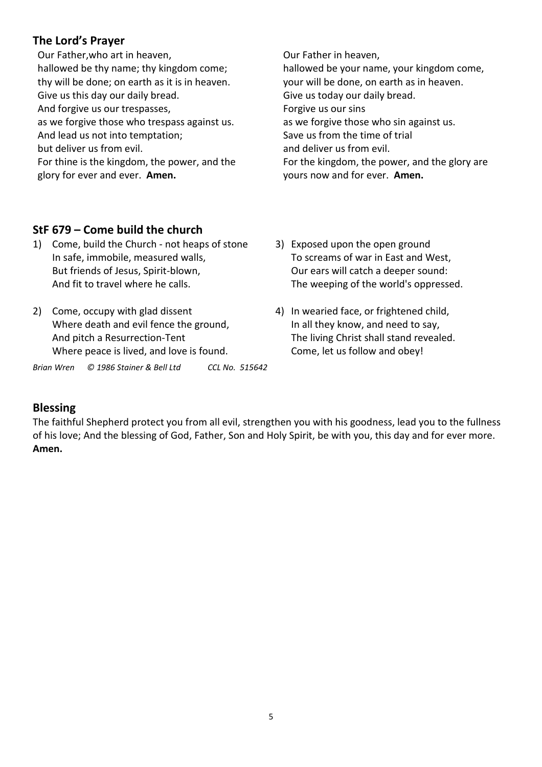## The Lord's Prayer

Our Father,who art in heaven,
hallowed be thy name; thy kingdom come;
thy will be done; on earth as it is in heaven.
Give us this day our daily bread.
And forgive us our trespasses,
as we forgive those who trespass against us.
And lead us not into temptation;
but deliver us from evil.
For thine is the kingdom, the power, and the glory for ever and ever. **Amen.**

Our Father in heaven,
hallowed be your name, your kingdom come,
your will be done, on earth as in heaven.
Give us today our daily bread.
Forgive us our sins
as we forgive those who sin against us.
Save us from the time of trial
and deliver us from evil.
For the kingdom, the power, and the glory are yours now and for ever. **Amen.**

## StF 679 – Come build the church

1) Come, build the Church - not heaps of stone
In safe, immobile, measured walls,
But friends of Jesus, Spirit-blown,
And fit to travel where he calls.

2) Come, occupy with glad dissent
Where death and evil fence the ground,
And pitch a Resurrection-Tent
Where peace is lived, and love is found.

3) Exposed upon the open ground
To screams of war in East and West,
Our ears will catch a deeper sound:
The weeping of the world's oppressed.

4) In wearied face, or frightened child,
In all they know, and need to say,
The living Christ shall stand revealed.
Come, let us follow and obey!

*Brian Wren © 1986 Stainer & Bell Ltd CCL No. 515642*

## Blessing

The faithful Shepherd protect you from all evil, strengthen you with his goodness, lead you to the fullness of his love; And the blessing of God, Father, Son and Holy Spirit, be with you, this day and for ever more. **Amen.**